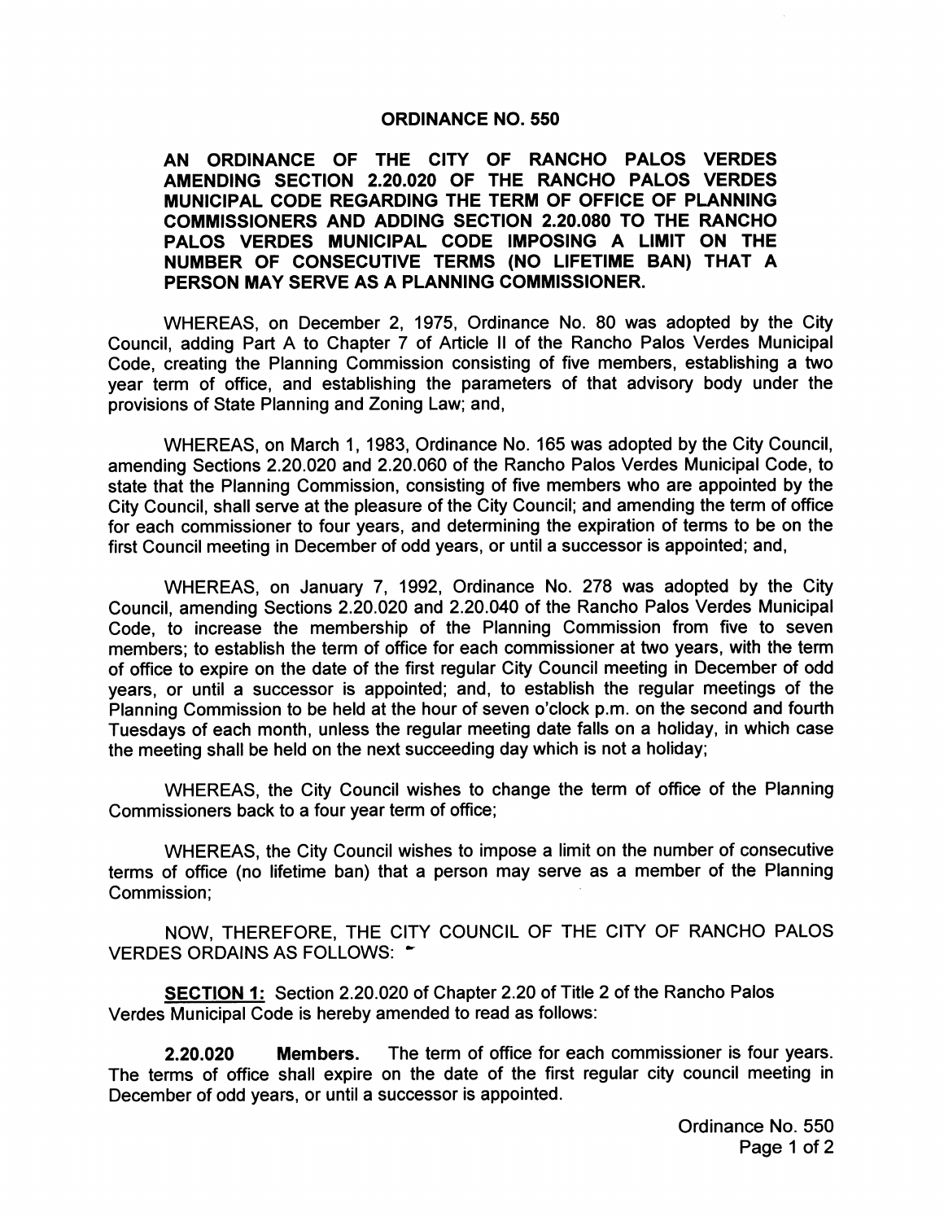# ORDINANCE NO. 550

**AN ORDINANCE OF THE CITY OF RANCHO PALOS VERDES AMENDING SECTION 2.20.020 OF THE RANCHO PALOS VERDES MUNICIPAL CODE REGARDING THE TERM OF OFFICE OF PLANNING COMMISSIONERS AND ADDING SECTION 2.20.080 TO THE RANCHO PALOS VERDES MUNICIPAL CODE IMPOSING A LIMIT ON THE NUMBER OF CONSECUTIVE TERMS (NO LIFETIME BAN) THAT A PERSON MAY SERVE AS A PLANNING COMMISSIONER.**

WHEREAS, on December 2, 1975, Ordinance No. 80 was adopted by the City Council, adding Part A to Chapter 7 of Article II of the Rancho Palos Verdes Municipal Code, creating the Planning Commission consisting of five members, establishing a two year term of office, and establishing the parameters of that advisory body under the provisions of State Planning and Zoning Law; and,

WHEREAS, on March 1, 1983, Ordinance No. 165 was adopted by the City Council, amending Sections 2.20.020 and 2.20.060 of the Rancho Palos Verdes Municipal Code, to state that the Planning Commission, consisting of five members who are appointed by the City Council, shall serve at the pleasure of the City Council; and amending the term of office for each commissioner to four years, and determining the expiration of terms to be on the first Council meeting in December of odd years, or until a successor is appointed; and,

WHEREAS, on January 7, 1992, Ordinance No. 278 was adopted by the City Council, amending Sections 2.20.020 and 2.20.040 of the Rancho Palos Verdes Municipal Code, to increase the membership of the Planning Commission from five to seven members; to establish the term of office for each commissioner at two years, with the term of office to expire on the date of the first regular City Council meeting in December of odd years, or until a successor is appointed; and, to establish the regular meetings of the Planning Commission to be held at the hour of seven o'clock p.m. on the second and fourth Tuesdays of each month, unless the regular meeting date falls on a holiday, in which case the meeting shall be held on the next succeeding day which is not a holiday;

WHEREAS, the City Council wishes to change the term of office of the Planning Commissioners back to a four year term of office;

WHEREAS, the City Council wishes to impose a limit on the number of consecutive terms of office (no lifetime ban) that a person may serve as a member of the Planning Commission;

NOW, THEREFORE, THE CITY COUNCIL OF THE CITY OF RANCHO PALOS VERDES ORDAINS AS FOLLOWS:

**SECTION 1:** Section 2.20.020 of Chapter 2.20 of Title 2 of the Rancho Palos Verdes Municipal Code is hereby amended to read as follows:

**2.20.020 Members.** The term of office for each commissioner is four years. The terms of office shall expire on the date of the first regular city council meeting in December of odd years, or until a successor is appointed.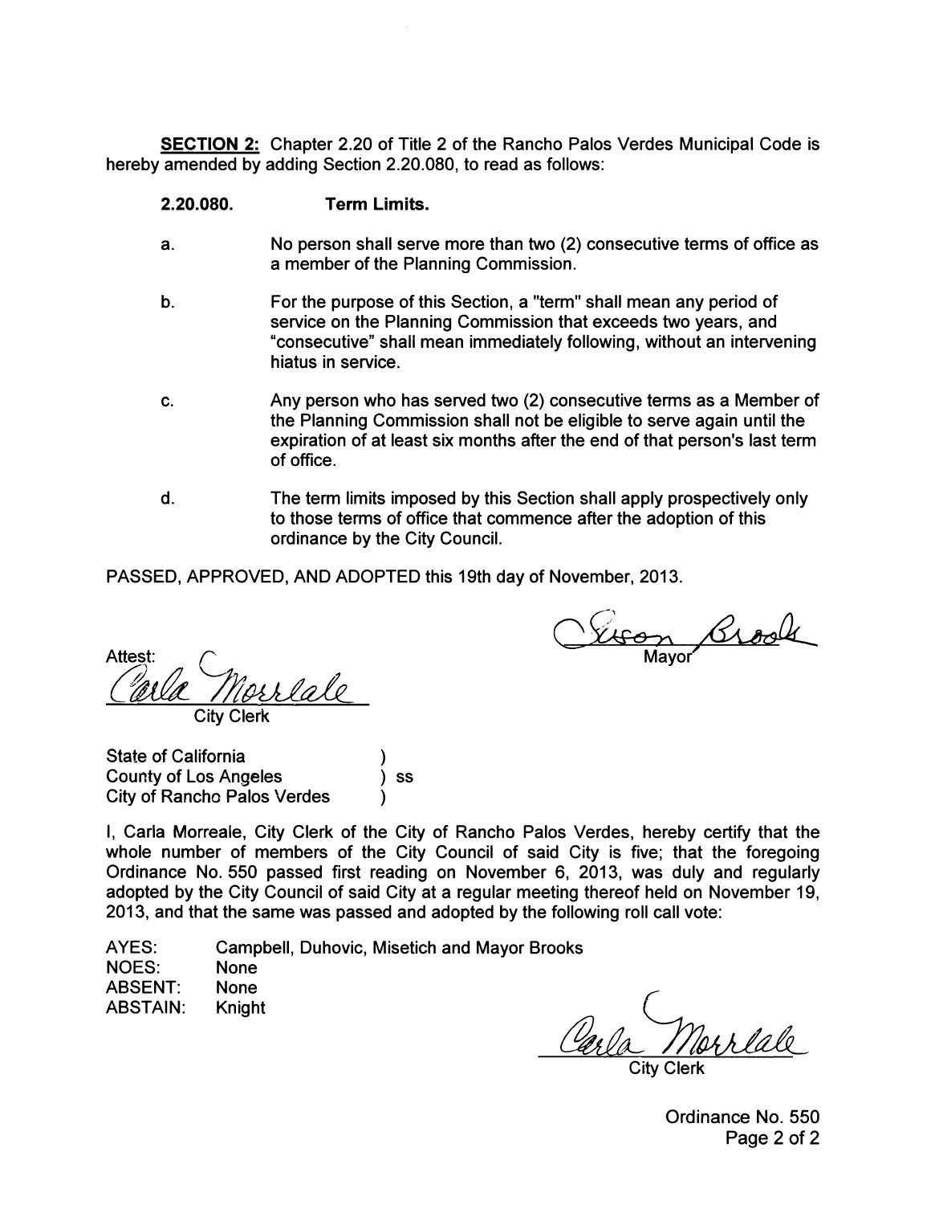**SECTION 2:** Chapter 2.20 of Title 2 of the Rancho Palos Verdes Municipal Code is hereby amended by adding Section 2.20.080, to read as follows:

**2.20.080. Term Limits.**

a. No person shall serve more than two (2) consecutive terms of office as a member of the Planning Commission.

b. For the purpose of this Section, a "term" shall mean any period of service on the Planning Commission that exceeds two years, and "consecutive" shall mean immediately following, without an intervening hiatus in service.

c. Any person who has served two (2) consecutive terms as a Member of the Planning Commission shall not be eligible to serve again until the expiration of at least six months after the end of that person's last term of office.

d. The term limits imposed by this Section shall apply prospectively only to those terms of office that commence after the adoption of this ordinance by the City Council.

PASSED, APPROVED, AND ADOPTED this 19th day of November, 2013.

Susan Brooks
Mayor

Attest:
Carla Morreale
City Clerk

State of California )
County of Los Angeles ) ss
City of Rancho Palos Verdes )

I, Carla Morreale, City Clerk of the City of Rancho Palos Verdes, hereby certify that the whole number of members of the City Council of said City is five; that the foregoing Ordinance No. 550 passed first reading on November 6, 2013, was duly and regularly adopted by the City Council of said City at a regular meeting thereof held on November 19, 2013, and that the same was passed and adopted by the following roll call vote:

AYES: Campbell, Duhovic, Misetich and Mayor Brooks
NOES: None
ABSENT: None
ABSTAIN: Knight

Carla Morreale
City Clerk

Ordinance No. 550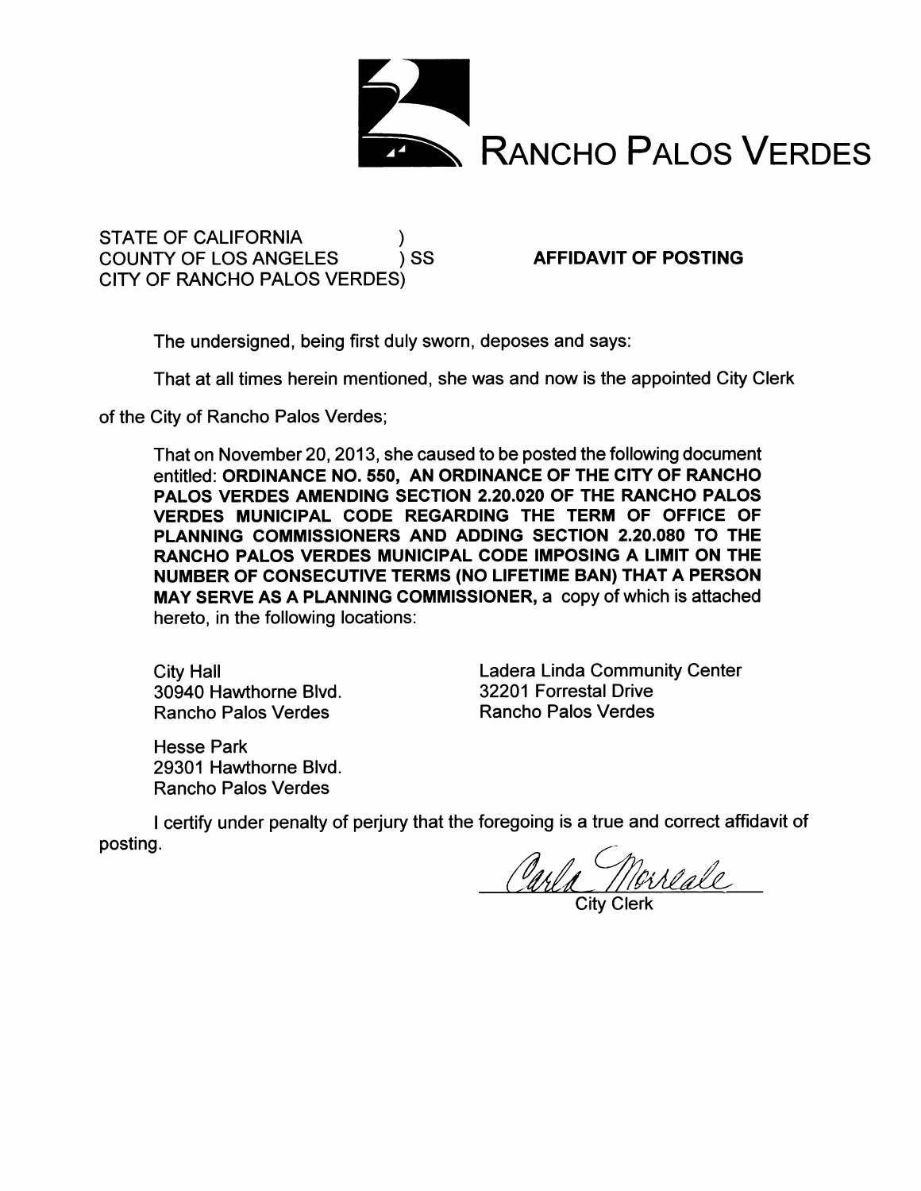# RANCHO PALOS VERDES

STATE OF CALIFORNIA )
COUNTY OF LOS ANGELES ) SS
CITY OF RANCHO PALOS VERDES)

**AFFIDAVIT OF POSTING**

The undersigned, being first duly sworn, deposes and says:

That at all times herein mentioned, she was and now is the appointed City Clerk of the City of Rancho Palos Verdes;

That on November 20, 2013, she caused to be posted the following document entitled: **ORDINANCE NO. 550, AN ORDINANCE OF THE CITY OF RANCHO PALOS VERDES AMENDING SECTION 2.20.020 OF THE RANCHO PALOS VERDES MUNICIPAL CODE REGARDING THE TERM OF OFFICE OF PLANNING COMMISSIONERS AND ADDING SECTION 2.20.080 TO THE RANCHO PALOS VERDES MUNICIPAL CODE IMPOSING A LIMIT ON THE NUMBER OF CONSECUTIVE TERMS (NO LIFETIME BAN) THAT A PERSON MAY SERVE AS A PLANNING COMMISSIONER,** a copy of which is attached hereto, in the following locations:

City Hall
30940 Hawthorne Blvd.
Rancho Palos Verdes

Ladera Linda Community Center
32201 Forrestal Drive
Rancho Palos Verdes

Hesse Park
29301 Hawthorne Blvd.
Rancho Palos Verdes

I certify under penalty of perjury that the foregoing is a true and correct affidavit of posting.

Carla Morreale
City Clerk